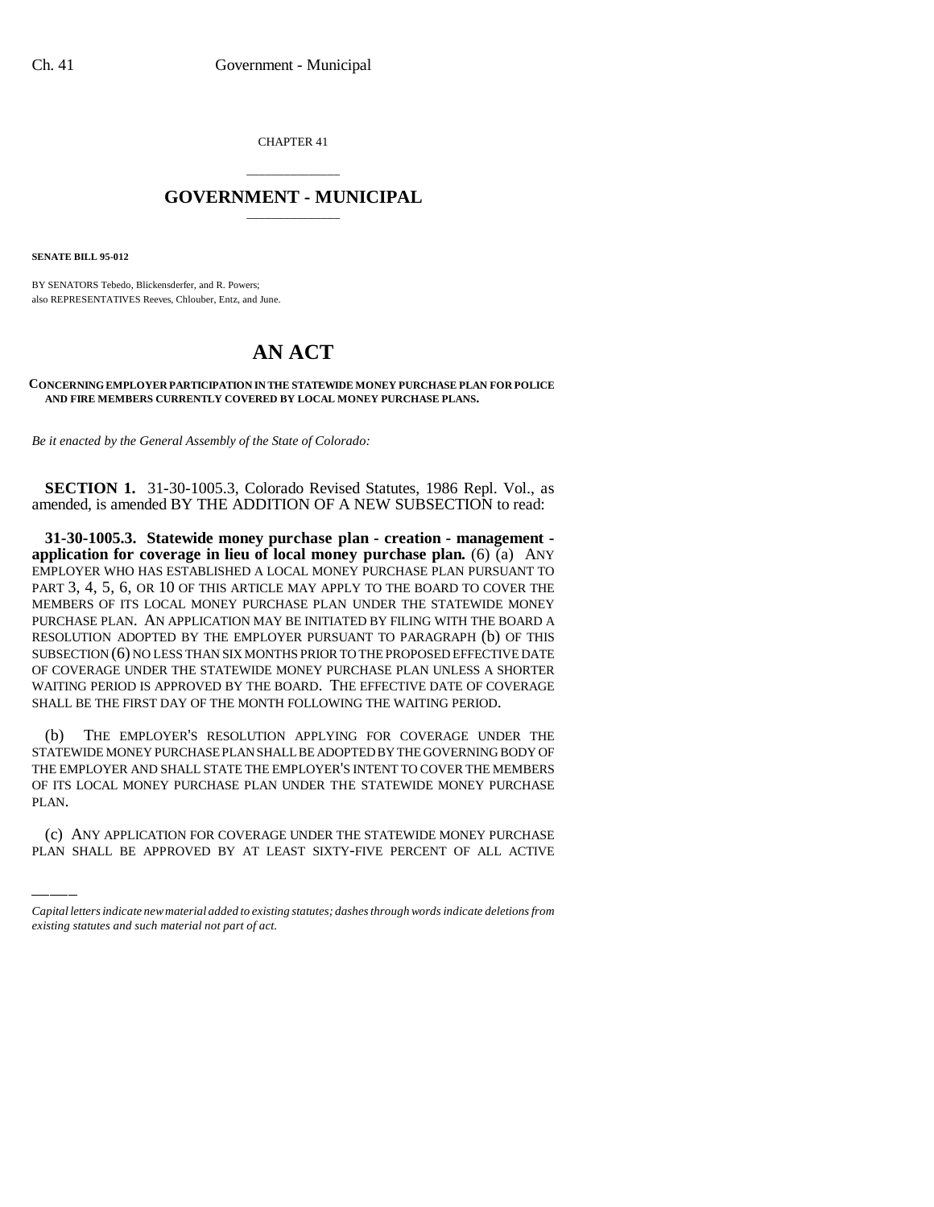CHAPTER 41

# GOVERNMENT - MUNICIPAL

**SENATE BILL 95-012**

BY SENATORS Tebedo, Blickensderfer, and R. Powers;
also REPRESENTATIVES Reeves, Chlouber, Entz, and June.

# AN ACT

**CONCERNING EMPLOYER PARTICIPATION IN THE STATEWIDE MONEY PURCHASE PLAN FOR POLICE AND FIRE MEMBERS CURRENTLY COVERED BY LOCAL MONEY PURCHASE PLANS.**

*Be it enacted by the General Assembly of the State of Colorado:*

**SECTION 1.** 31-30-1005.3, Colorado Revised Statutes, 1986 Repl. Vol., as amended, is amended BY THE ADDITION OF A NEW SUBSECTION to read:

**31-30-1005.3. Statewide money purchase plan - creation - management - application for coverage in lieu of local money purchase plan.** (6) (a) ANY EMPLOYER WHO HAS ESTABLISHED A LOCAL MONEY PURCHASE PLAN PURSUANT TO PART 3, 4, 5, 6, OR 10 OF THIS ARTICLE MAY APPLY TO THE BOARD TO COVER THE MEMBERS OF ITS LOCAL MONEY PURCHASE PLAN UNDER THE STATEWIDE MONEY PURCHASE PLAN. AN APPLICATION MAY BE INITIATED BY FILING WITH THE BOARD A RESOLUTION ADOPTED BY THE EMPLOYER PURSUANT TO PARAGRAPH (b) OF THIS SUBSECTION (6) NO LESS THAN SIX MONTHS PRIOR TO THE PROPOSED EFFECTIVE DATE OF COVERAGE UNDER THE STATEWIDE MONEY PURCHASE PLAN UNLESS A SHORTER WAITING PERIOD IS APPROVED BY THE BOARD. THE EFFECTIVE DATE OF COVERAGE SHALL BE THE FIRST DAY OF THE MONTH FOLLOWING THE WAITING PERIOD.

(b) THE EMPLOYER'S RESOLUTION APPLYING FOR COVERAGE UNDER THE STATEWIDE MONEY PURCHASE PLAN SHALL BE ADOPTED BY THE GOVERNING BODY OF THE EMPLOYER AND SHALL STATE THE EMPLOYER'S INTENT TO COVER THE MEMBERS OF ITS LOCAL MONEY PURCHASE PLAN UNDER THE STATEWIDE MONEY PURCHASE PLAN.

(c) ANY APPLICATION FOR COVERAGE UNDER THE STATEWIDE MONEY PURCHASE PLAN SHALL BE APPROVED BY AT LEAST SIXTY-FIVE PERCENT OF ALL ACTIVE

*Capital letters indicate new material added to existing statutes; dashes through words indicate deletions from existing statutes and such material not part of act.*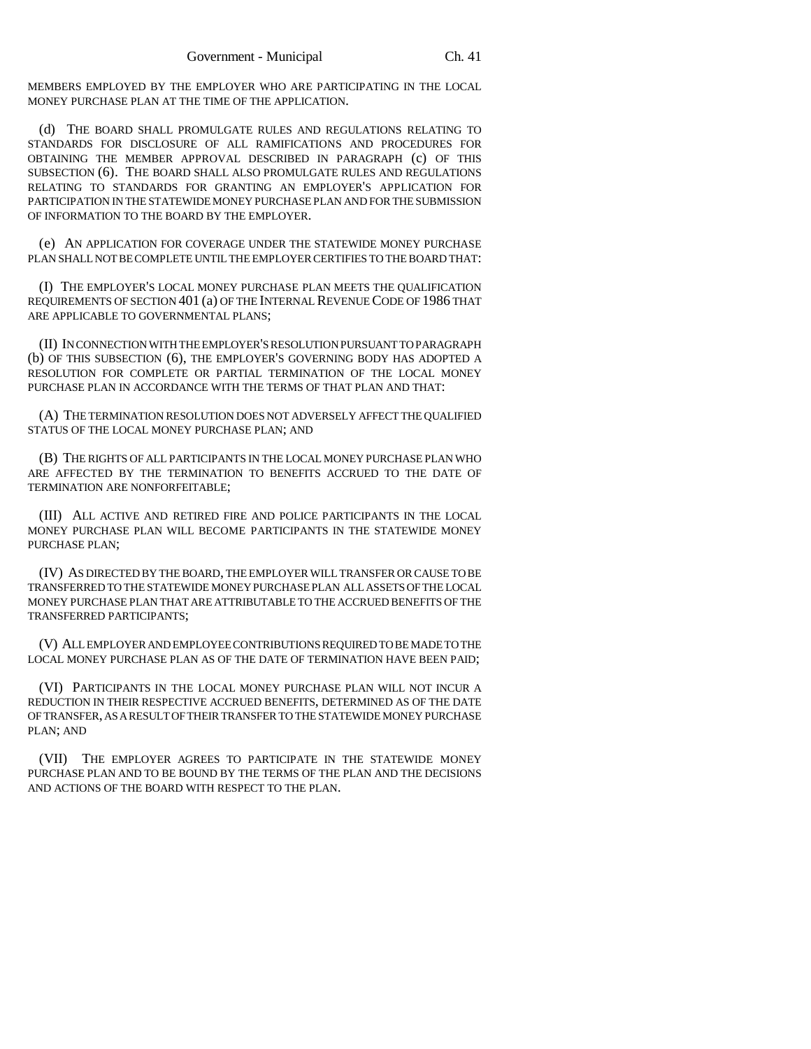MEMBERS EMPLOYED BY THE EMPLOYER WHO ARE PARTICIPATING IN THE LOCAL MONEY PURCHASE PLAN AT THE TIME OF THE APPLICATION.

(d) THE BOARD SHALL PROMULGATE RULES AND REGULATIONS RELATING TO STANDARDS FOR DISCLOSURE OF ALL RAMIFICATIONS AND PROCEDURES FOR OBTAINING THE MEMBER APPROVAL DESCRIBED IN PARAGRAPH (c) OF THIS SUBSECTION (6). THE BOARD SHALL ALSO PROMULGATE RULES AND REGULATIONS RELATING TO STANDARDS FOR GRANTING AN EMPLOYER'S APPLICATION FOR PARTICIPATION IN THE STATEWIDE MONEY PURCHASE PLAN AND FOR THE SUBMISSION OF INFORMATION TO THE BOARD BY THE EMPLOYER.

(e) AN APPLICATION FOR COVERAGE UNDER THE STATEWIDE MONEY PURCHASE PLAN SHALL NOT BE COMPLETE UNTIL THE EMPLOYER CERTIFIES TO THE BOARD THAT:

(I) THE EMPLOYER'S LOCAL MONEY PURCHASE PLAN MEETS THE QUALIFICATION REQUIREMENTS OF SECTION 401 (a) OF THE INTERNAL REVENUE CODE OF 1986 THAT ARE APPLICABLE TO GOVERNMENTAL PLANS;

(II) IN CONNECTION WITH THE EMPLOYER'S RESOLUTION PURSUANT TO PARAGRAPH (b) OF THIS SUBSECTION (6), THE EMPLOYER'S GOVERNING BODY HAS ADOPTED A RESOLUTION FOR COMPLETE OR PARTIAL TERMINATION OF THE LOCAL MONEY PURCHASE PLAN IN ACCORDANCE WITH THE TERMS OF THAT PLAN AND THAT:

(A) THE TERMINATION RESOLUTION DOES NOT ADVERSELY AFFECT THE QUALIFIED STATUS OF THE LOCAL MONEY PURCHASE PLAN; AND

(B) THE RIGHTS OF ALL PARTICIPANTS IN THE LOCAL MONEY PURCHASE PLAN WHO ARE AFFECTED BY THE TERMINATION TO BENEFITS ACCRUED TO THE DATE OF TERMINATION ARE NONFORFEITABLE;

(III) ALL ACTIVE AND RETIRED FIRE AND POLICE PARTICIPANTS IN THE LOCAL MONEY PURCHASE PLAN WILL BECOME PARTICIPANTS IN THE STATEWIDE MONEY PURCHASE PLAN;

(IV) AS DIRECTED BY THE BOARD, THE EMPLOYER WILL TRANSFER OR CAUSE TO BE TRANSFERRED TO THE STATEWIDE MONEY PURCHASE PLAN ALL ASSETS OF THE LOCAL MONEY PURCHASE PLAN THAT ARE ATTRIBUTABLE TO THE ACCRUED BENEFITS OF THE TRANSFERRED PARTICIPANTS;

(V) ALL EMPLOYER AND EMPLOYEE CONTRIBUTIONS REQUIRED TO BE MADE TO THE LOCAL MONEY PURCHASE PLAN AS OF THE DATE OF TERMINATION HAVE BEEN PAID;

(VI) PARTICIPANTS IN THE LOCAL MONEY PURCHASE PLAN WILL NOT INCUR A REDUCTION IN THEIR RESPECTIVE ACCRUED BENEFITS, DETERMINED AS OF THE DATE OF TRANSFER, AS A RESULT OF THEIR TRANSFER TO THE STATEWIDE MONEY PURCHASE PLAN; AND

(VII) THE EMPLOYER AGREES TO PARTICIPATE IN THE STATEWIDE MONEY PURCHASE PLAN AND TO BE BOUND BY THE TERMS OF THE PLAN AND THE DECISIONS AND ACTIONS OF THE BOARD WITH RESPECT TO THE PLAN.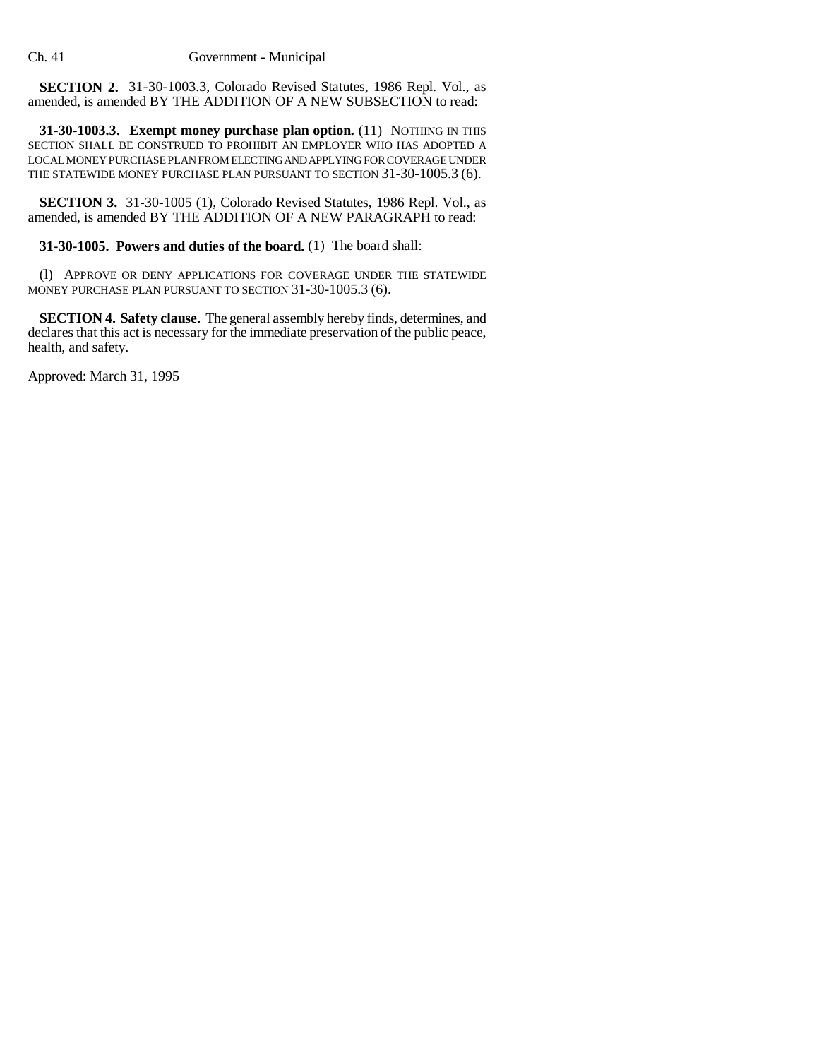**SECTION 2.** 31-30-1003.3, Colorado Revised Statutes, 1986 Repl. Vol., as amended, is amended BY THE ADDITION OF A NEW SUBSECTION to read:

**31-30-1003.3. Exempt money purchase plan option.** (11) NOTHING IN THIS SECTION SHALL BE CONSTRUED TO PROHIBIT AN EMPLOYER WHO HAS ADOPTED A LOCAL MONEY PURCHASE PLAN FROM ELECTING AND APPLYING FOR COVERAGE UNDER THE STATEWIDE MONEY PURCHASE PLAN PURSUANT TO SECTION 31-30-1005.3 (6).

**SECTION 3.** 31-30-1005 (1), Colorado Revised Statutes, 1986 Repl. Vol., as amended, is amended BY THE ADDITION OF A NEW PARAGRAPH to read:

**31-30-1005. Powers and duties of the board.** (1) The board shall:

(l) APPROVE OR DENY APPLICATIONS FOR COVERAGE UNDER THE STATEWIDE MONEY PURCHASE PLAN PURSUANT TO SECTION 31-30-1005.3 (6).

**SECTION 4. Safety clause.** The general assembly hereby finds, determines, and declares that this act is necessary for the immediate preservation of the public peace, health, and safety.

Approved: March 31, 1995